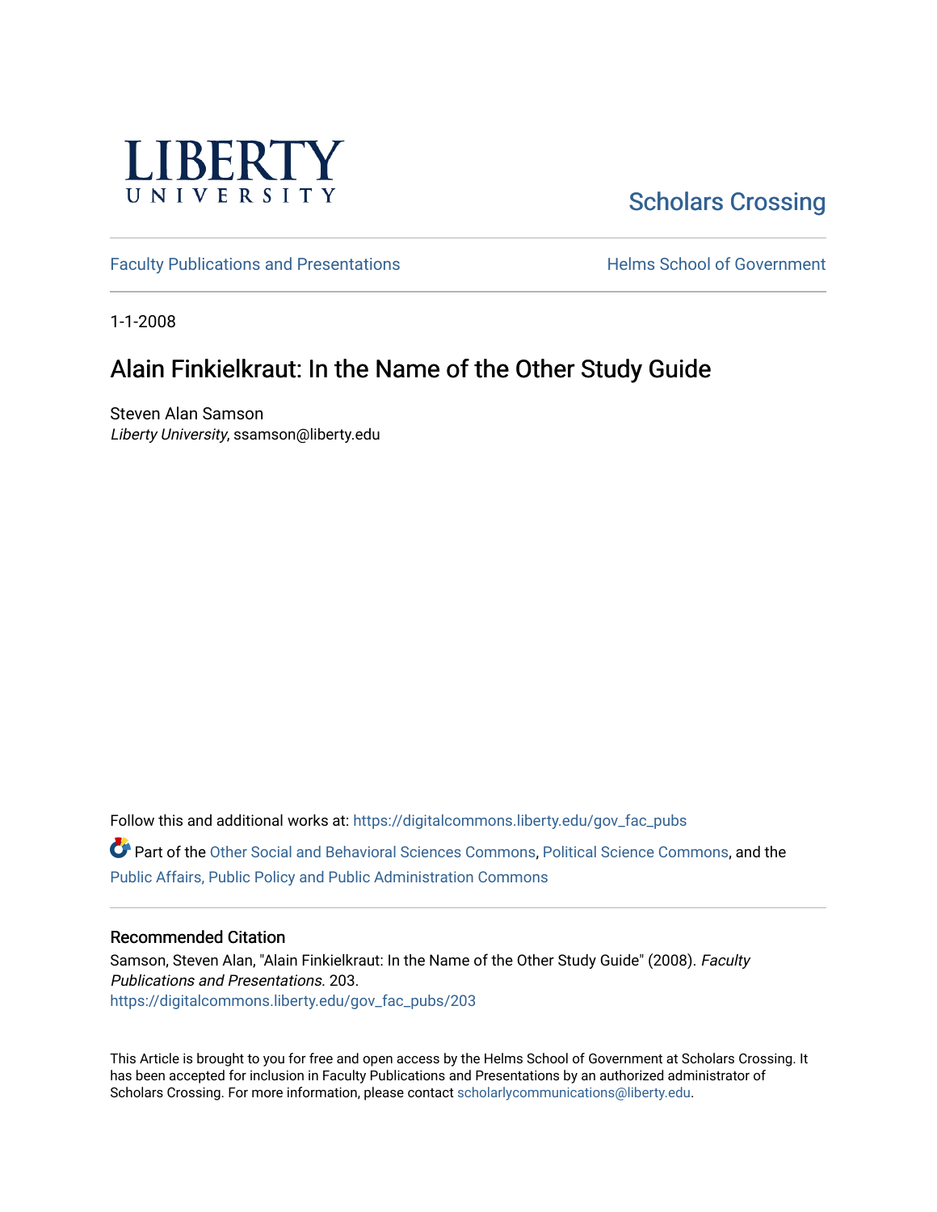LIBERTY UNIVERSITY

Scholars Crossing

Faculty Publications and Presentations

Helms School of Government

1-1-2008

# Alain Finkielkraut: In the Name of the Other Study Guide

Steven Alan Samson
*Liberty University*, ssamson@liberty.edu

Follow this and additional works at: https://digitalcommons.liberty.edu/gov_fac_pubs

Part of the Other Social and Behavioral Sciences Commons, Political Science Commons, and the Public Affairs, Public Policy and Public Administration Commons

## Recommended Citation

Samson, Steven Alan, "Alain Finkielkraut: In the Name of the Other Study Guide" (2008). *Faculty Publications and Presentations*. 203.
https://digitalcommons.liberty.edu/gov_fac_pubs/203

This Article is brought to you for free and open access by the Helms School of Government at Scholars Crossing. It has been accepted for inclusion in Faculty Publications and Presentations by an authorized administrator of Scholars Crossing. For more information, please contact scholarlycommunications@liberty.edu.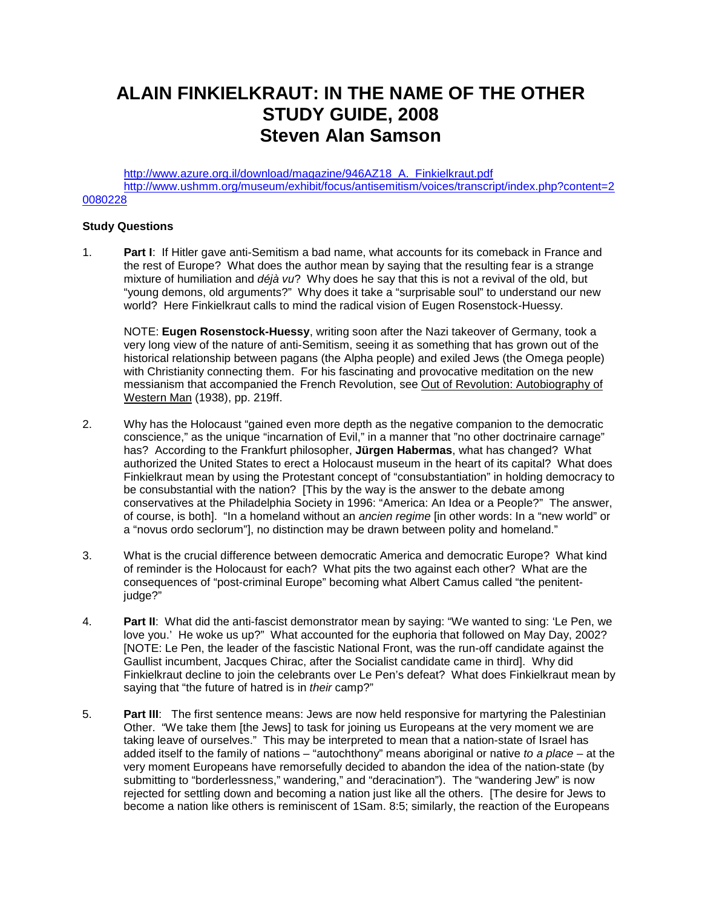# ALAIN FINKIELKRAUT: IN THE NAME OF THE OTHER STUDY GUIDE, 2008 Steven Alan Samson

http://www.azure.org.il/download/magazine/946AZ18_A._Finkielkraut.pdf
http://www.ushmm.org/museum/exhibit/focus/antisemitism/voices/transcript/index.php?content=20080228

**Study Questions**

1. **Part I**: If Hitler gave anti-Semitism a bad name, what accounts for its comeback in France and the rest of Europe? What does the author mean by saying that the resulting fear is a strange mixture of humiliation and *déjà vu*? Why does he say that this is not a revival of the old, but "young demons, old arguments?" Why does it take a "surprisable soul" to understand our new world? Here Finkielkraut calls to mind the radical vision of Eugen Rosenstock-Huessy.

   NOTE: **Eugen Rosenstock-Huessy**, writing soon after the Nazi takeover of Germany, took a very long view of the nature of anti-Semitism, seeing it as something that has grown out of the historical relationship between pagans (the Alpha people) and exiled Jews (the Omega people) with Christianity connecting them. For his fascinating and provocative meditation on the new messianism that accompanied the French Revolution, see Out of Revolution: Autobiography of Western Man (1938), pp. 219ff.

2. Why has the Holocaust "gained even more depth as the negative companion to the democratic conscience," as the unique "incarnation of Evil," in a manner that "no other doctrinaire carnage" has? According to the Frankfurt philosopher, **Jürgen Habermas**, what has changed? What authorized the United States to erect a Holocaust museum in the heart of its capital? What does Finkielkraut mean by using the Protestant concept of "consubstantiation" in holding democracy to be consubstantial with the nation? [This by the way is the answer to the debate among conservatives at the Philadelphia Society in 1996: "America: An Idea or a People?" The answer, of course, is both]. "In a homeland without an *ancien regime* [in other words: In a "new world" or a "novus ordo seclorum"], no distinction may be drawn between polity and homeland."

3. What is the crucial difference between democratic America and democratic Europe? What kind of reminder is the Holocaust for each? What pits the two against each other? What are the consequences of "post-criminal Europe" becoming what Albert Camus called "the penitent-judge?"

4. **Part II**: What did the anti-fascist demonstrator mean by saying: "We wanted to sing: 'Le Pen, we love you.' He woke us up?" What accounted for the euphoria that followed on May Day, 2002? [NOTE: Le Pen, the leader of the fascistic National Front, was the run-off candidate against the Gaullist incumbent, Jacques Chirac, after the Socialist candidate came in third]. Why did Finkielkraut decline to join the celebrants over Le Pen's defeat? What does Finkielkraut mean by saying that "the future of hatred is in *their* camp?"

5. **Part III**: The first sentence means: Jews are now held responsive for martyring the Palestinian Other. "We take them [the Jews] to task for joining us Europeans at the very moment we are taking leave of ourselves." This may be interpreted to mean that a nation-state of Israel has added itself to the family of nations – "autochthony" means aboriginal or native *to a place* – at the very moment Europeans have remorsefully decided to abandon the idea of the nation-state (by submitting to "borderlessness," wandering," and "deracination"). The "wandering Jew" is now rejected for settling down and becoming a nation just like all the others. [The desire for Jews to become a nation like others is reminiscent of 1Sam. 8:5; similarly, the reaction of the Europeans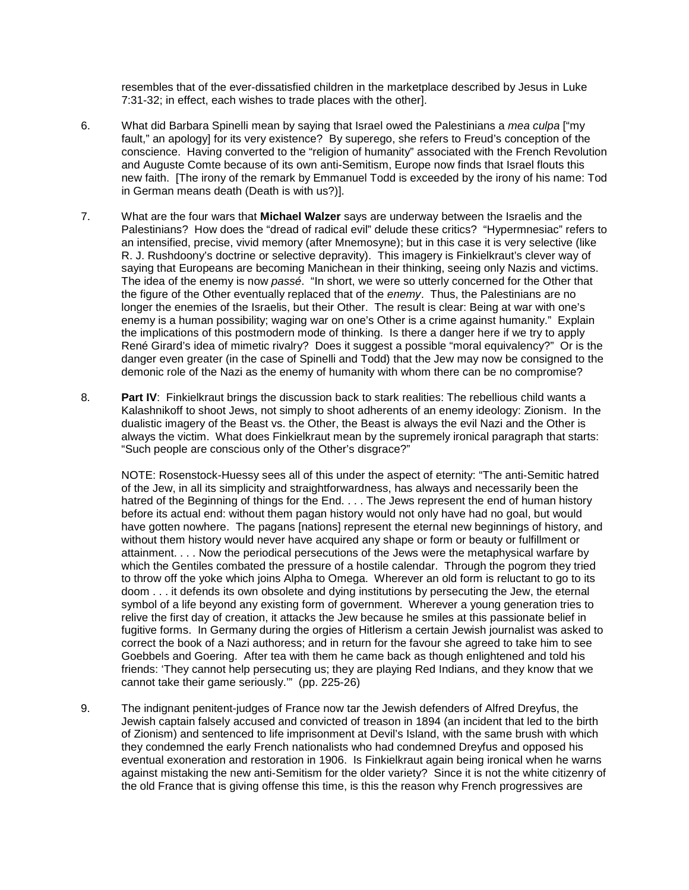resembles that of the ever-dissatisfied children in the marketplace described by Jesus in Luke 7:31-32; in effect, each wishes to trade places with the other].

6. What did Barbara Spinelli mean by saying that Israel owed the Palestinians a *mea culpa* ["my fault," an apology] for its very existence? By superego, she refers to Freud's conception of the conscience. Having converted to the "religion of humanity" associated with the French Revolution and Auguste Comte because of its own anti-Semitism, Europe now finds that Israel flouts this new faith. [The irony of the remark by Emmanuel Todd is exceeded by the irony of his name: Tod in German means death (Death is with us?)].

7. What are the four wars that **Michael Walzer** says are underway between the Israelis and the Palestinians? How does the "dread of radical evil" delude these critics? "Hypermnesiac" refers to an intensified, precise, vivid memory (after Mnemosyne); but in this case it is very selective (like R. J. Rushdoony's doctrine or selective depravity). This imagery is Finkielkraut's clever way of saying that Europeans are becoming Manichean in their thinking, seeing only Nazis and victims. The idea of the enemy is now *passé*. "In short, we were so utterly concerned for the Other that the figure of the Other eventually replaced that of the *enemy*. Thus, the Palestinians are no longer the enemies of the Israelis, but their Other. The result is clear: Being at war with one's enemy is a human possibility; waging war on one's Other is a crime against humanity." Explain the implications of this postmodern mode of thinking. Is there a danger here if we try to apply René Girard's idea of mimetic rivalry? Does it suggest a possible "moral equivalency?" Or is the danger even greater (in the case of Spinelli and Todd) that the Jew may now be consigned to the demonic role of the Nazi as the enemy of humanity with whom there can be no compromise?

8. **Part IV**: Finkielkraut brings the discussion back to stark realities: The rebellious child wants a Kalashnikoff to shoot Jews, not simply to shoot adherents of an enemy ideology: Zionism. In the dualistic imagery of the Beast vs. the Other, the Beast is always the evil Nazi and the Other is always the victim. What does Finkielkraut mean by the supremely ironical paragraph that starts: "Such people are conscious only of the Other's disgrace?"

   NOTE: Rosenstock-Huessy sees all of this under the aspect of eternity: "The anti-Semitic hatred of the Jew, in all its simplicity and straightforwardness, has always and necessarily been the hatred of the Beginning of things for the End. . . . The Jews represent the end of human history before its actual end: without them pagan history would not only have had no goal, but would have gotten nowhere. The pagans [nations] represent the eternal new beginnings of history, and without them history would never have acquired any shape or form or beauty or fulfillment or attainment. . . . Now the periodical persecutions of the Jews were the metaphysical warfare by which the Gentiles combated the pressure of a hostile calendar. Through the pogrom they tried to throw off the yoke which joins Alpha to Omega. Wherever an old form is reluctant to go to its doom . . . it defends its own obsolete and dying institutions by persecuting the Jew, the eternal symbol of a life beyond any existing form of government. Wherever a young generation tries to relive the first day of creation, it attacks the Jew because he smiles at this passionate belief in fugitive forms. In Germany during the orgies of Hitlerism a certain Jewish journalist was asked to correct the book of a Nazi authoress; and in return for the favour she agreed to take him to see Goebbels and Goering. After tea with them he came back as though enlightened and told his friends: 'They cannot help persecuting us; they are playing Red Indians, and they know that we cannot take their game seriously.'" (pp. 225-26)

9. The indignant penitent-judges of France now tar the Jewish defenders of Alfred Dreyfus, the Jewish captain falsely accused and convicted of treason in 1894 (an incident that led to the birth of Zionism) and sentenced to life imprisonment at Devil's Island, with the same brush with which they condemned the early French nationalists who had condemned Dreyfus and opposed his eventual exoneration and restoration in 1906. Is Finkielkraut again being ironical when he warns against mistaking the new anti-Semitism for the older variety? Since it is not the white citizenry of the old France that is giving offense this time, is this the reason why French progressives are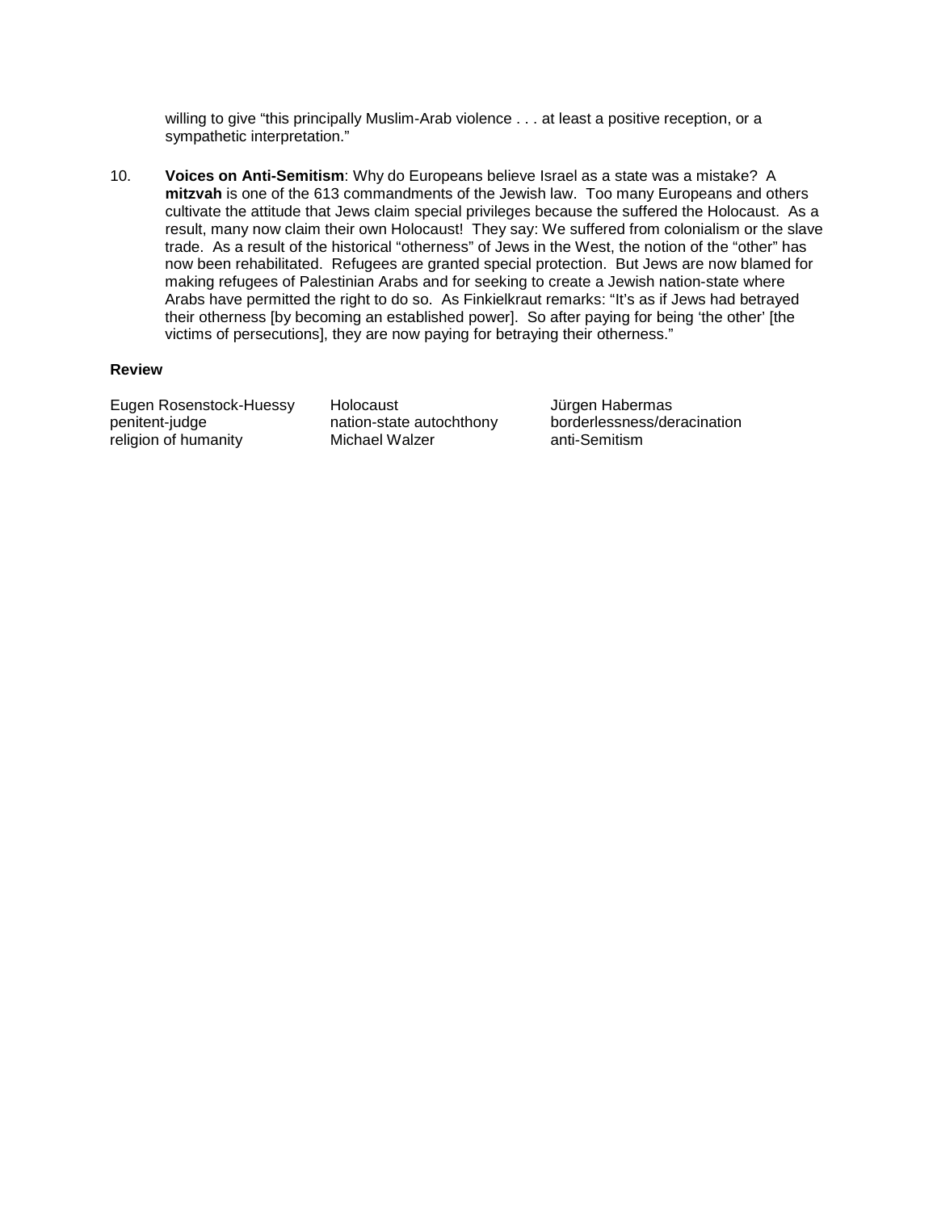willing to give "this principally Muslim-Arab violence . . . at least a positive reception, or a sympathetic interpretation."

10. **Voices on Anti-Semitism**: Why do Europeans believe Israel as a state was a mistake? A **mitzvah** is one of the 613 commandments of the Jewish law. Too many Europeans and others cultivate the attitude that Jews claim special privileges because the suffered the Holocaust. As a result, many now claim their own Holocaust! They say: We suffered from colonialism or the slave trade. As a result of the historical "otherness" of Jews in the West, the notion of the "other" has now been rehabilitated. Refugees are granted special protection. But Jews are now blamed for making refugees of Palestinian Arabs and for seeking to create a Jewish nation-state where Arabs have permitted the right to do so. As Finkielkraut remarks: "It's as if Jews had betrayed their otherness [by becoming an established power]. So after paying for being 'the other' [the victims of persecutions], they are now paying for betraying their otherness."

**Review**

| | | |
|---|---|---|
| Eugen Rosenstock-Huessy | Holocaust | Jürgen Habermas |
| penitent-judge | nation-state autochthony | borderlessness/deracination |
| religion of humanity | Michael Walzer | anti-Semitism |